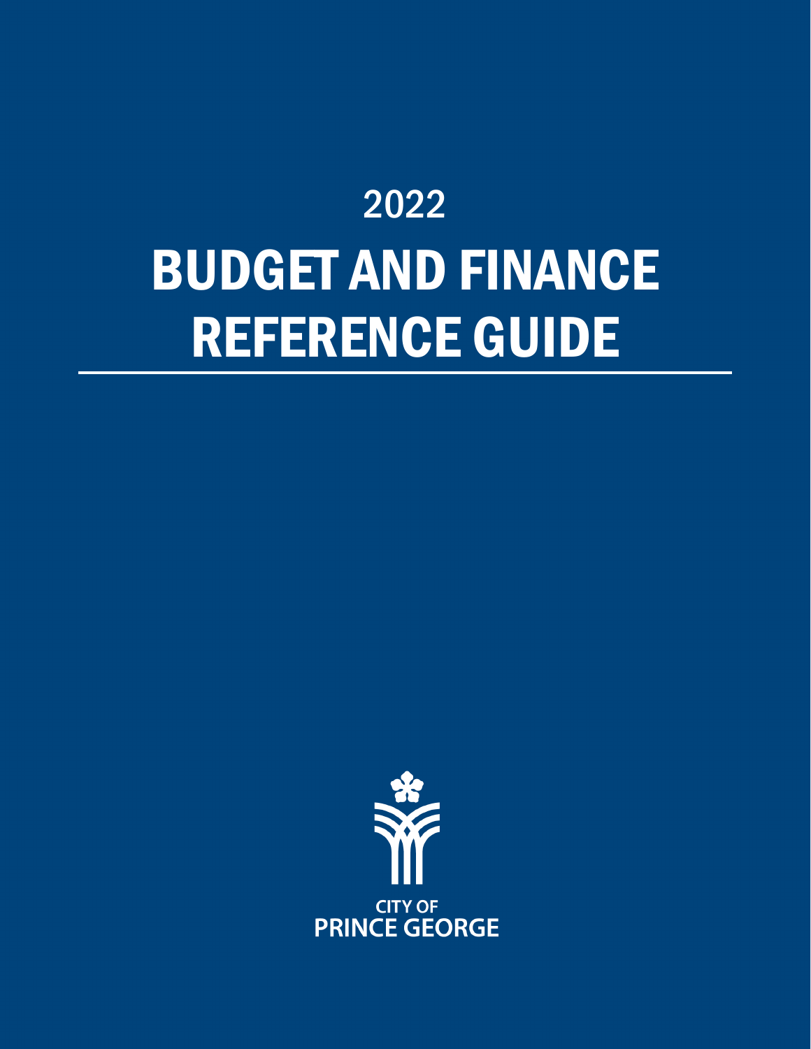2022

# BUDGET AND FINANCE REFERENCE GUIDE

CITY OF
PRINCE GEORGE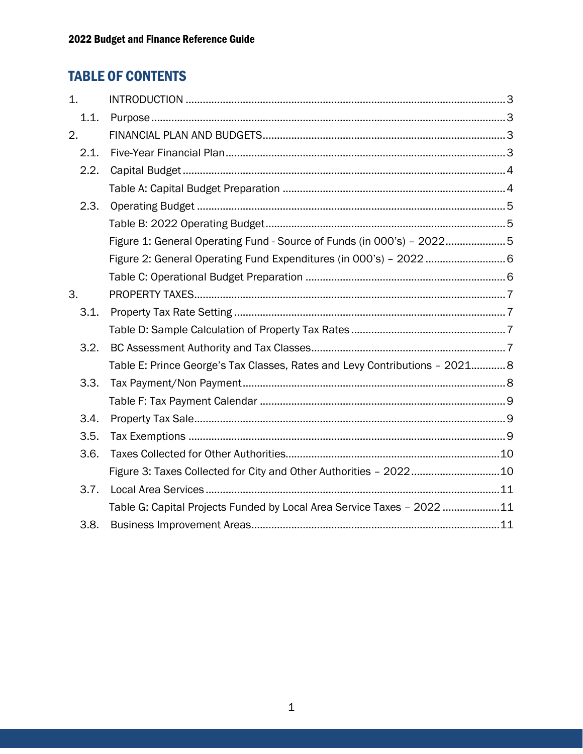## TABLE OF CONTENTS

1. INTRODUCTION .......... 3
   - 1.1. Purpose .......... 3
2. FINANCIAL PLAN AND BUDGETS .......... 3
   - 2.1. Five-Year Financial Plan .......... 3
   - 2.2. Capital Budget .......... 4
     - Table A: Capital Budget Preparation .......... 4
   - 2.3. Operating Budget .......... 5
     - Table B: 2022 Operating Budget .......... 5
     - Figure 1: General Operating Fund - Source of Funds (in 000's) – 2022 .......... 5
     - Figure 2: General Operating Fund Expenditures (in 000's) – 2022 .......... 6
     - Table C: Operational Budget Preparation .......... 6
3. PROPERTY TAXES .......... 7
   - 3.1. Property Tax Rate Setting .......... 7
     - Table D: Sample Calculation of Property Tax Rates .......... 7
   - 3.2. BC Assessment Authority and Tax Classes .......... 7
     - Table E: Prince George's Tax Classes, Rates and Levy Contributions – 2021 .......... 8
   - 3.3. Tax Payment/Non Payment .......... 8
     - Table F: Tax Payment Calendar .......... 9
   - 3.4. Property Tax Sale .......... 9
   - 3.5. Tax Exemptions .......... 9
   - 3.6. Taxes Collected for Other Authorities .......... 10
     - Figure 3: Taxes Collected for City and Other Authorities – 2022 .......... 10
   - 3.7. Local Area Services .......... 11
     - Table G: Capital Projects Funded by Local Area Service Taxes – 2022 .......... 11
   - 3.8. Business Improvement Areas .......... 11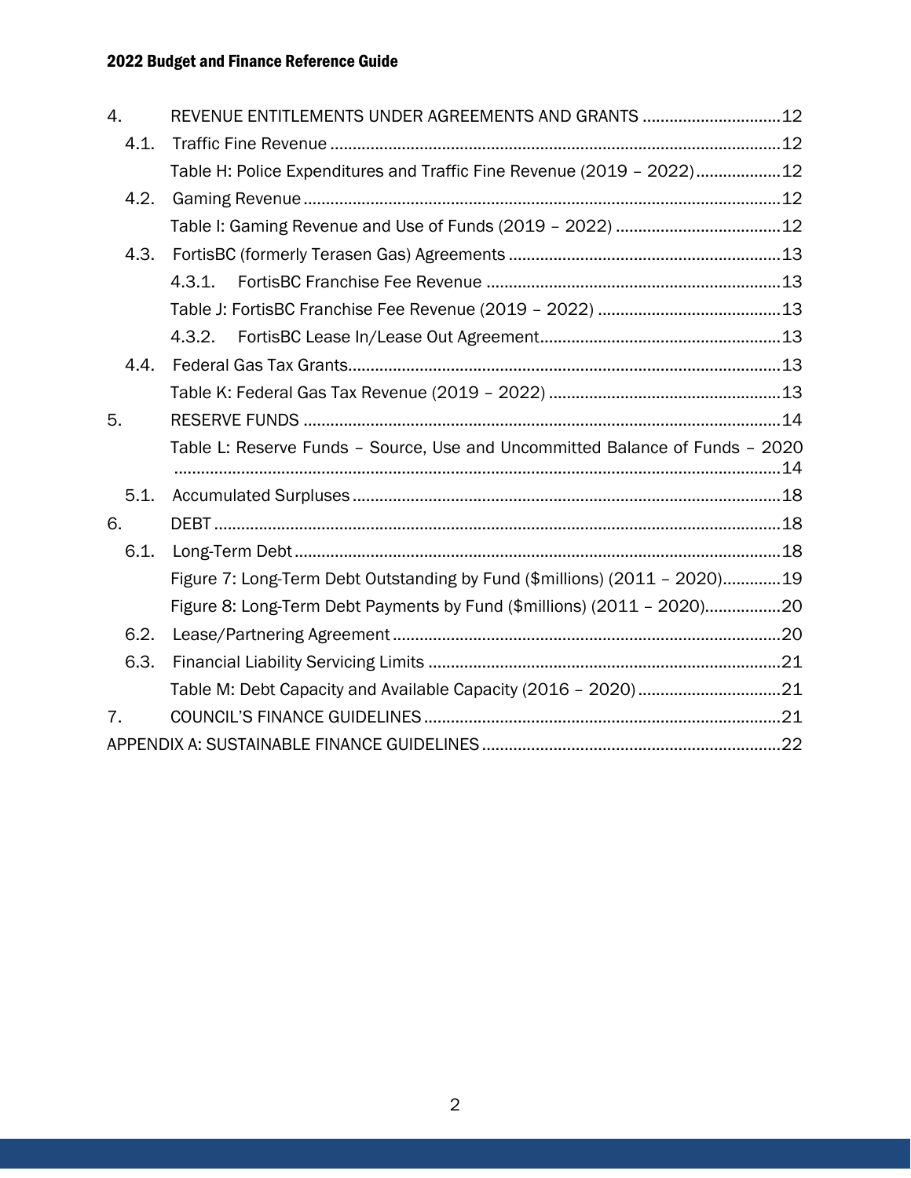4. REVENUE ENTITLEMENTS UNDER AGREEMENTS AND GRANTS ..............................12

4.1. Traffic Fine Revenue ..............................12

Table H: Police Expenditures and Traffic Fine Revenue (2019 – 2022) ..............................12

4.2. Gaming Revenue ..............................12

Table I: Gaming Revenue and Use of Funds (2019 – 2022) ..............................12

4.3. FortisBC (formerly Terasen Gas) Agreements ..............................13

4.3.1. FortisBC Franchise Fee Revenue ..............................13

Table J: FortisBC Franchise Fee Revenue (2019 – 2022) ..............................13

4.3.2. FortisBC Lease In/Lease Out Agreement ..............................13

4.4. Federal Gas Tax Grants ..............................13

Table K: Federal Gas Tax Revenue (2019 – 2022) ..............................13

5. RESERVE FUNDS ..............................14

Table L: Reserve Funds – Source, Use and Uncommitted Balance of Funds – 2020 ..............................14

5.1. Accumulated Surpluses ..............................18

6. DEBT ..............................18

6.1. Long-Term Debt ..............................18

Figure 7: Long-Term Debt Outstanding by Fund ($millions) (2011 – 2020) ..............................19

Figure 8: Long-Term Debt Payments by Fund ($millions) (2011 – 2020) ..............................20

6.2. Lease/Partnering Agreement ..............................20

6.3. Financial Liability Servicing Limits ..............................21

Table M: Debt Capacity and Available Capacity (2016 – 2020) ..............................21

7. COUNCIL'S FINANCE GUIDELINES ..............................21

APPENDIX A: SUSTAINABLE FINANCE GUIDELINES ..............................22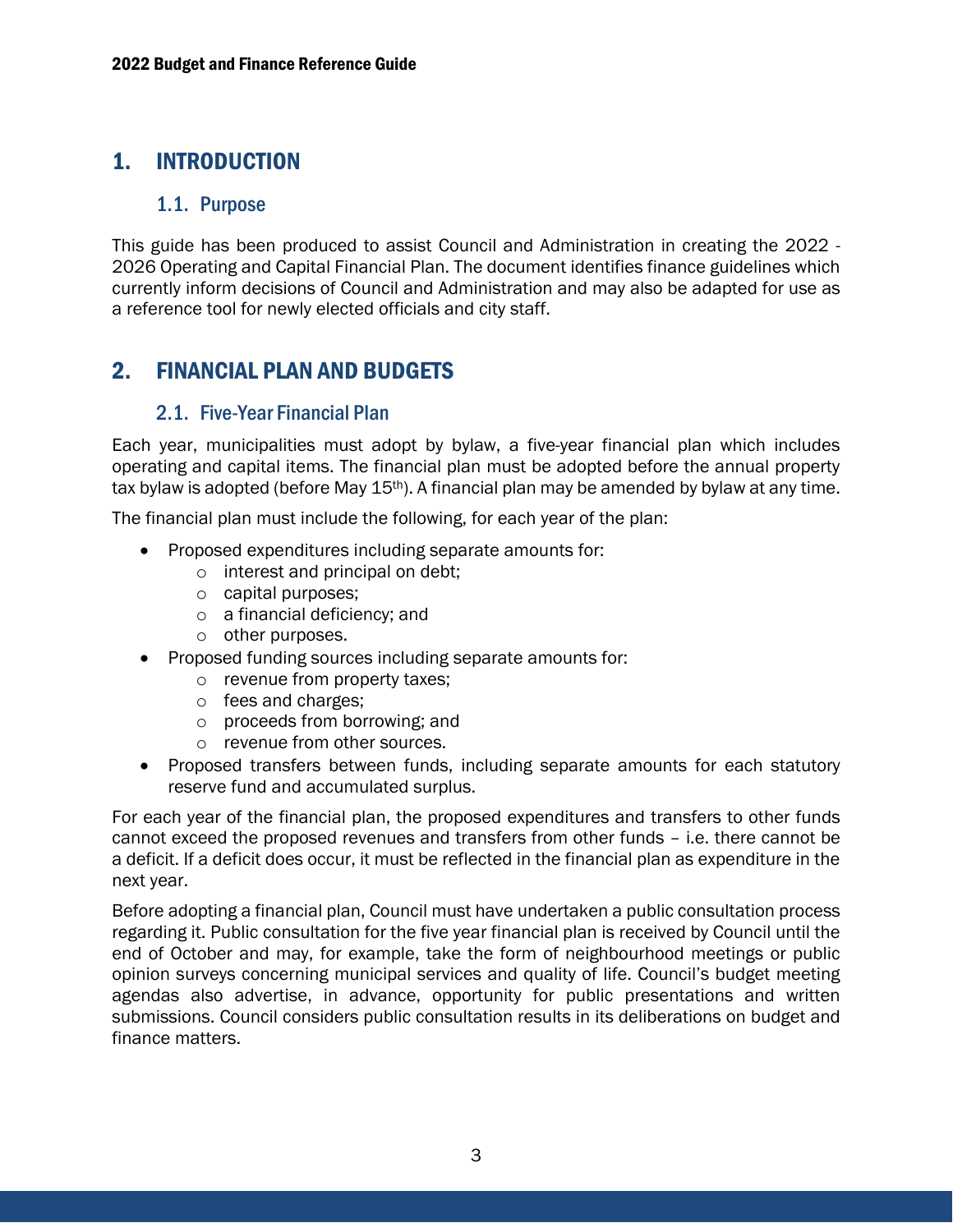# 1. INTRODUCTION

## 1.1. Purpose

This guide has been produced to assist Council and Administration in creating the 2022 - 2026 Operating and Capital Financial Plan. The document identifies finance guidelines which currently inform decisions of Council and Administration and may also be adapted for use as a reference tool for newly elected officials and city staff.

# 2. FINANCIAL PLAN AND BUDGETS

## 2.1. Five-Year Financial Plan

Each year, municipalities must adopt by bylaw, a five-year financial plan which includes operating and capital items. The financial plan must be adopted before the annual property tax bylaw is adopted (before May 15th). A financial plan may be amended by bylaw at any time.

The financial plan must include the following, for each year of the plan:

- Proposed expenditures including separate amounts for:
  - interest and principal on debt;
  - capital purposes;
  - a financial deficiency; and
  - other purposes.
- Proposed funding sources including separate amounts for:
  - revenue from property taxes;
  - fees and charges;
  - proceeds from borrowing; and
  - revenue from other sources.
- Proposed transfers between funds, including separate amounts for each statutory reserve fund and accumulated surplus.

For each year of the financial plan, the proposed expenditures and transfers to other funds cannot exceed the proposed revenues and transfers from other funds – i.e. there cannot be a deficit. If a deficit does occur, it must be reflected in the financial plan as expenditure in the next year.

Before adopting a financial plan, Council must have undertaken a public consultation process regarding it. Public consultation for the five year financial plan is received by Council until the end of October and may, for example, take the form of neighbourhood meetings or public opinion surveys concerning municipal services and quality of life. Council's budget meeting agendas also advertise, in advance, opportunity for public presentations and written submissions. Council considers public consultation results in its deliberations on budget and finance matters.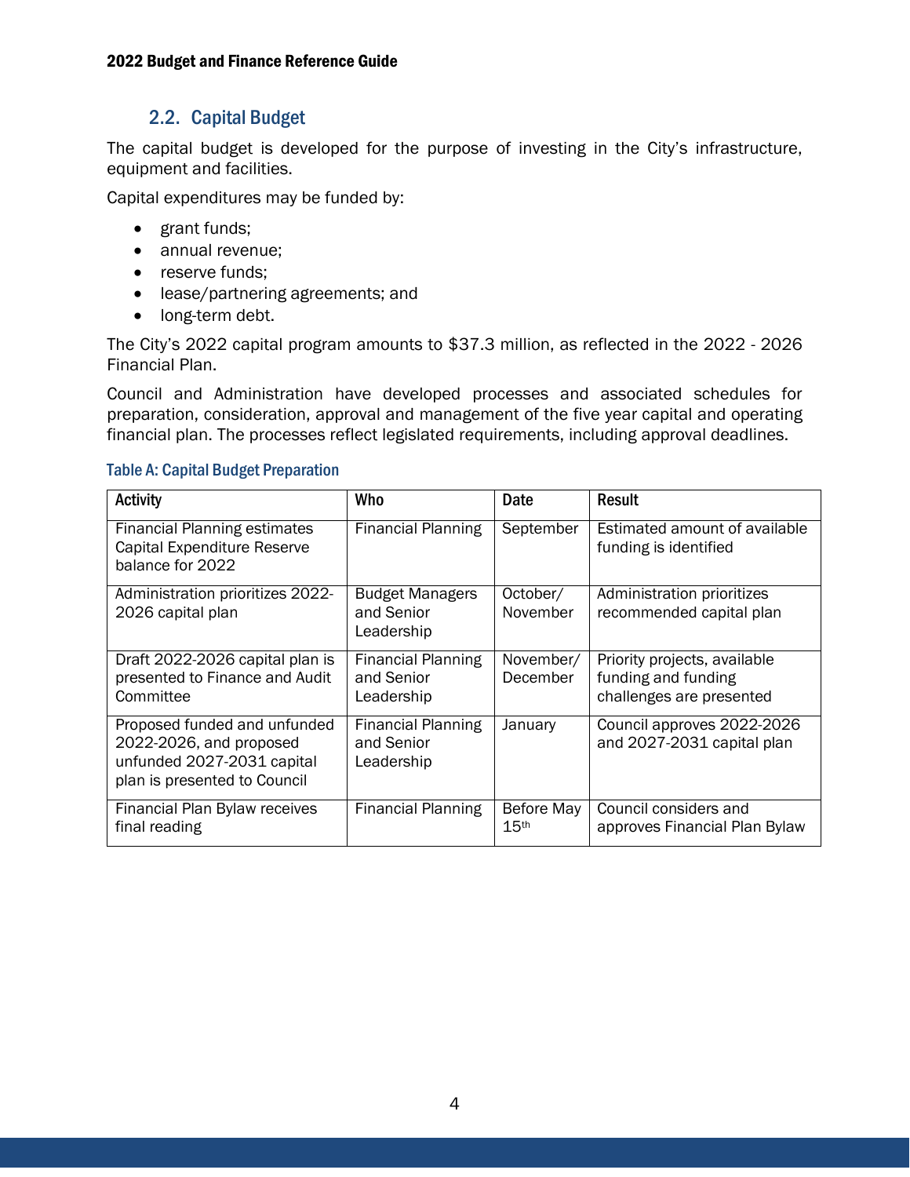## 2.2. Capital Budget

The capital budget is developed for the purpose of investing in the City's infrastructure, equipment and facilities.

Capital expenditures may be funded by:

- grant funds;
- annual revenue;
- reserve funds;
- lease/partnering agreements; and
- long-term debt.

The City's 2022 capital program amounts to $37.3 million, as reflected in the 2022 - 2026 Financial Plan.

Council and Administration have developed processes and associated schedules for preparation, consideration, approval and management of the five year capital and operating financial plan. The processes reflect legislated requirements, including approval deadlines.

**Table A: Capital Budget Preparation**

| Activity | Who | Date | Result |
|---|---|---|---|
| Financial Planning estimates Capital Expenditure Reserve balance for 2022 | Financial Planning | September | Estimated amount of available funding is identified |
| Administration prioritizes 2022-2026 capital plan | Budget Managers and Senior Leadership | October/ November | Administration prioritizes recommended capital plan |
| Draft 2022-2026 capital plan is presented to Finance and Audit Committee | Financial Planning and Senior Leadership | November/ December | Priority projects, available funding and funding challenges are presented |
| Proposed funded and unfunded 2022-2026, and proposed unfunded 2027-2031 capital plan is presented to Council | Financial Planning and Senior Leadership | January | Council approves 2022-2026 and 2027-2031 capital plan |
| Financial Plan Bylaw receives final reading | Financial Planning | Before May 15th | Council considers and approves Financial Plan Bylaw |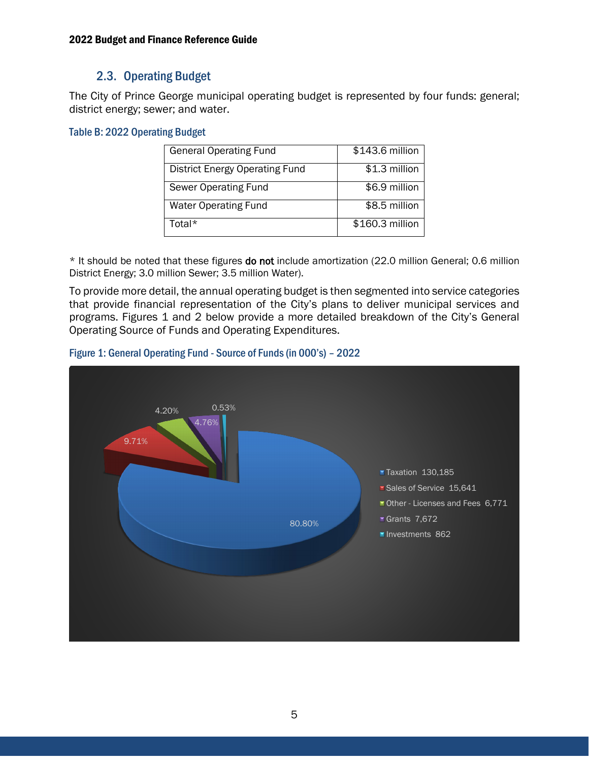## 2.3. Operating Budget

The City of Prince George municipal operating budget is represented by four funds: general; district energy; sewer; and water.

### Table B: 2022 Operating Budget

| | |
|---|---|
| General Operating Fund | $143.6 million |
| District Energy Operating Fund | $1.3 million |
| Sewer Operating Fund | $6.9 million |
| Water Operating Fund | $8.5 million |
| Total* | $160.3 million |

* It should be noted that these figures **do not** include amortization (22.0 million General; 0.6 million District Energy; 3.0 million Sewer; 3.5 million Water).

To provide more detail, the annual operating budget is then segmented into service categories that provide financial representation of the City's plans to deliver municipal services and programs. Figures 1 and 2 below provide a more detailed breakdown of the City's General Operating Source of Funds and Operating Expenditures.

### Figure 1: General Operating Fund - Source of Funds (in 000's) – 2022

80.80%
9.71%
4.20%
4.76%
0.53%

Taxation 130,185
Sales of Service 15,641
Other - Licenses and Fees 6,771
Grants 7,672
Investments 862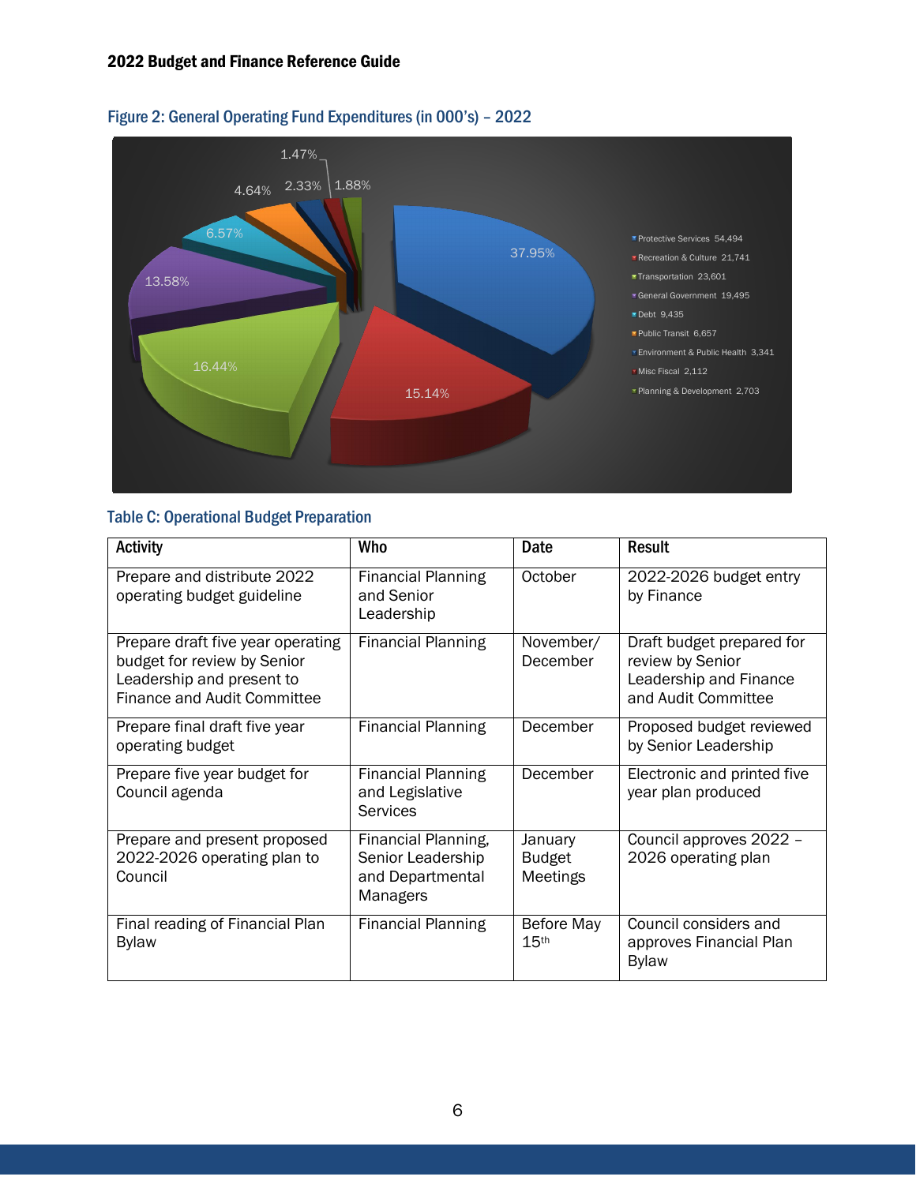## Figure 2: General Operating Fund Expenditures (in 000's) – 2022

1.47%
4.64%
2.33%
1.88%
6.57%
37.95%
13.58%
16.44%
15.14%

Protective Services 54,494
Recreation & Culture 21,741
Transportation 23,601
General Government 19,495
Debt 9,435
Public Transit 6,657
Environment & Public Health 3,341
Misc Fiscal 2,112
Planning & Development 2,703

## Table C: Operational Budget Preparation

| Activity | Who | Date | Result |
|---|---|---|---|
| Prepare and distribute 2022 operating budget guideline | Financial Planning and Senior Leadership | October | 2022-2026 budget entry by Finance |
| Prepare draft five year operating budget for review by Senior Leadership and present to Finance and Audit Committee | Financial Planning | November/ December | Draft budget prepared for review by Senior Leadership and Finance and Audit Committee |
| Prepare final draft five year operating budget | Financial Planning | December | Proposed budget reviewed by Senior Leadership |
| Prepare five year budget for Council agenda | Financial Planning and Legislative Services | December | Electronic and printed five year plan produced |
| Prepare and present proposed 2022-2026 operating plan to Council | Financial Planning, Senior Leadership and Departmental Managers | January Budget Meetings | Council approves 2022 – 2026 operating plan |
| Final reading of Financial Plan Bylaw | Financial Planning | Before May 15th | Council considers and approves Financial Plan Bylaw |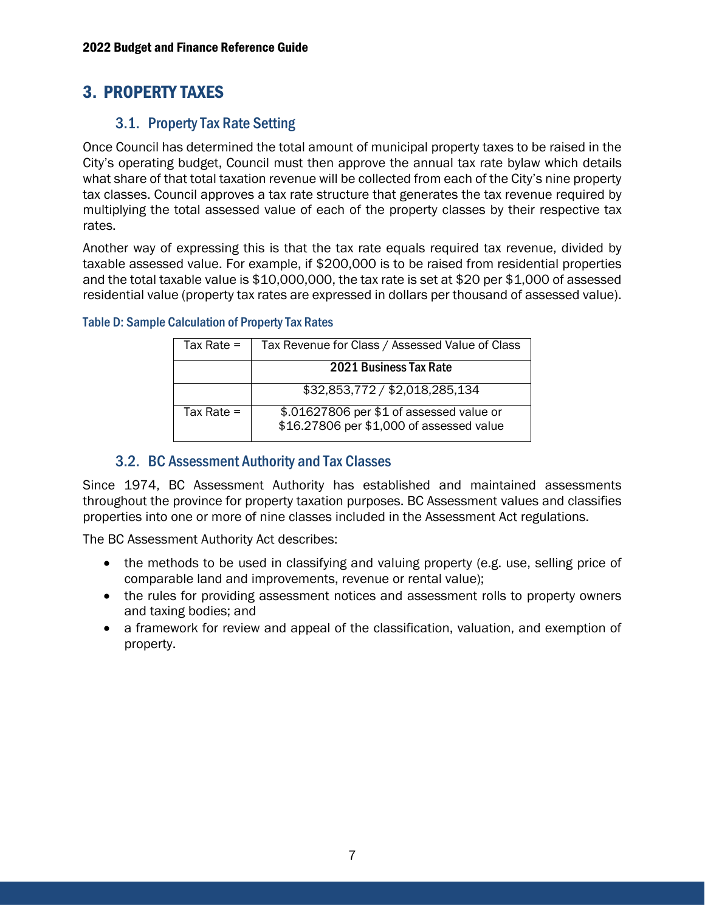# 3. PROPERTY TAXES

## 3.1. Property Tax Rate Setting

Once Council has determined the total amount of municipal property taxes to be raised in the City's operating budget, Council must then approve the annual tax rate bylaw which details what share of that total taxation revenue will be collected from each of the City's nine property tax classes. Council approves a tax rate structure that generates the tax revenue required by multiplying the total assessed value of each of the property classes by their respective tax rates.

Another way of expressing this is that the tax rate equals required tax revenue, divided by taxable assessed value. For example, if $200,000 is to be raised from residential properties and the total taxable value is $10,000,000, the tax rate is set at $20 per $1,000 of assessed residential value (property tax rates are expressed in dollars per thousand of assessed value).

**Table D: Sample Calculation of Property Tax Rates**

| Tax Rate = | Tax Revenue for Class / Assessed Value of Class |
|---|---|
| | **2021 Business Tax Rate** |
| | $32,853,772 / $2,018,285,134 |
| Tax Rate = | $.01627806 per $1 of assessed value or $16.27806 per $1,000 of assessed value |

## 3.2. BC Assessment Authority and Tax Classes

Since 1974, BC Assessment Authority has established and maintained assessments throughout the province for property taxation purposes. BC Assessment values and classifies properties into one or more of nine classes included in the Assessment Act regulations.

The BC Assessment Authority Act describes:

- the methods to be used in classifying and valuing property (e.g. use, selling price of comparable land and improvements, revenue or rental value);
- the rules for providing assessment notices and assessment rolls to property owners and taxing bodies; and
- a framework for review and appeal of the classification, valuation, and exemption of property.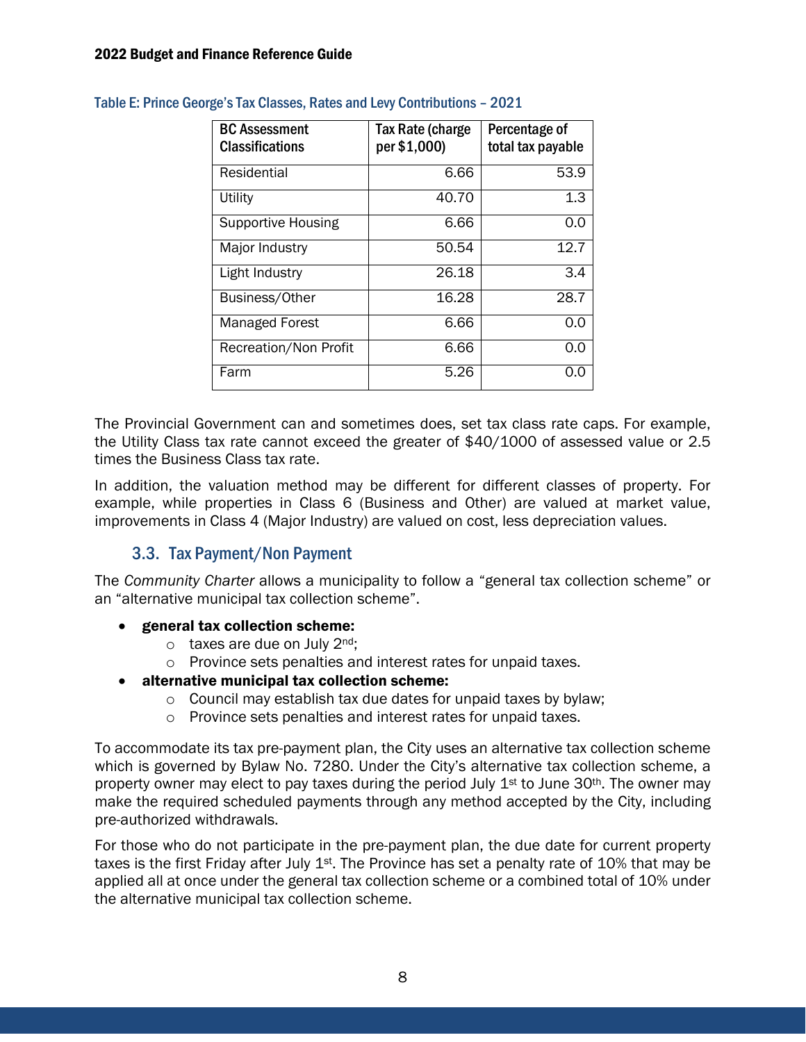Table E: Prince George's Tax Classes, Rates and Levy Contributions – 2021

| BC Assessment Classifications | Tax Rate (charge per $1,000) | Percentage of total tax payable |
|---|---|---|
| Residential | 6.66 | 53.9 |
| Utility | 40.70 | 1.3 |
| Supportive Housing | 6.66 | 0.0 |
| Major Industry | 50.54 | 12.7 |
| Light Industry | 26.18 | 3.4 |
| Business/Other | 16.28 | 28.7 |
| Managed Forest | 6.66 | 0.0 |
| Recreation/Non Profit | 6.66 | 0.0 |
| Farm | 5.26 | 0.0 |

The Provincial Government can and sometimes does, set tax class rate caps. For example, the Utility Class tax rate cannot exceed the greater of $40/1000 of assessed value or 2.5 times the Business Class tax rate.

In addition, the valuation method may be different for different classes of property. For example, while properties in Class 6 (Business and Other) are valued at market value, improvements in Class 4 (Major Industry) are valued on cost, less depreciation values.

### 3.3. Tax Payment/Non Payment

The *Community Charter* allows a municipality to follow a "general tax collection scheme" or an "alternative municipal tax collection scheme".

- **general tax collection scheme:**
  - taxes are due on July 2nd;
  - Province sets penalties and interest rates for unpaid taxes.
- **alternative municipal tax collection scheme:**
  - Council may establish tax due dates for unpaid taxes by bylaw;
  - Province sets penalties and interest rates for unpaid taxes.

To accommodate its tax pre-payment plan, the City uses an alternative tax collection scheme which is governed by Bylaw No. 7280. Under the City's alternative tax collection scheme, a property owner may elect to pay taxes during the period July 1st to June 30th. The owner may make the required scheduled payments through any method accepted by the City, including pre-authorized withdrawals.

For those who do not participate in the pre-payment plan, the due date for current property taxes is the first Friday after July 1st. The Province has set a penalty rate of 10% that may be applied all at once under the general tax collection scheme or a combined total of 10% under the alternative municipal tax collection scheme.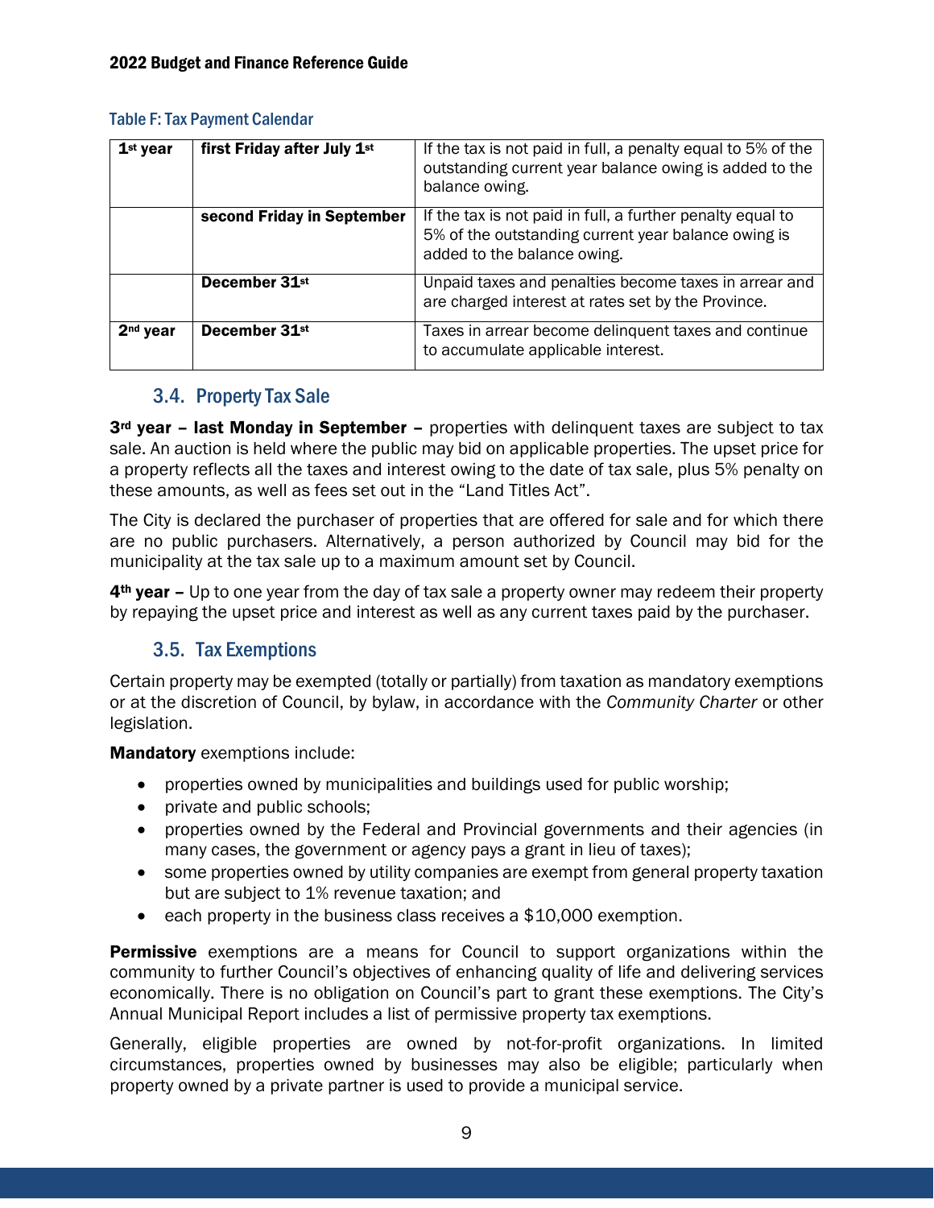Table F: Tax Payment Calendar

| | | |
|---|---|---|
| **1st year** | **first Friday after July 1st** | If the tax is not paid in full, a penalty equal to 5% of the outstanding current year balance owing is added to the balance owing. |
| | **second Friday in September** | If the tax is not paid in full, a further penalty equal to 5% of the outstanding current year balance owing is added to the balance owing. |
| | **December 31st** | Unpaid taxes and penalties become taxes in arrear and are charged interest at rates set by the Province. |
| **2nd year** | **December 31st** | Taxes in arrear become delinquent taxes and continue to accumulate applicable interest. |

### 3.4. Property Tax Sale

**3rd year – last Monday in September –** properties with delinquent taxes are subject to tax sale. An auction is held where the public may bid on applicable properties. The upset price for a property reflects all the taxes and interest owing to the date of tax sale, plus 5% penalty on these amounts, as well as fees set out in the "Land Titles Act".

The City is declared the purchaser of properties that are offered for sale and for which there are no public purchasers. Alternatively, a person authorized by Council may bid for the municipality at the tax sale up to a maximum amount set by Council.

**4th year –** Up to one year from the day of tax sale a property owner may redeem their property by repaying the upset price and interest as well as any current taxes paid by the purchaser.

### 3.5. Tax Exemptions

Certain property may be exempted (totally or partially) from taxation as mandatory exemptions or at the discretion of Council, by bylaw, in accordance with the *Community Charter* or other legislation.

**Mandatory** exemptions include:

- properties owned by municipalities and buildings used for public worship;
- private and public schools;
- properties owned by the Federal and Provincial governments and their agencies (in many cases, the government or agency pays a grant in lieu of taxes);
- some properties owned by utility companies are exempt from general property taxation but are subject to 1% revenue taxation; and
- each property in the business class receives a $10,000 exemption.

**Permissive** exemptions are a means for Council to support organizations within the community to further Council's objectives of enhancing quality of life and delivering services economically. There is no obligation on Council's part to grant these exemptions. The City's Annual Municipal Report includes a list of permissive property tax exemptions.

Generally, eligible properties are owned by not-for-profit organizations. In limited circumstances, properties owned by businesses may also be eligible; particularly when property owned by a private partner is used to provide a municipal service.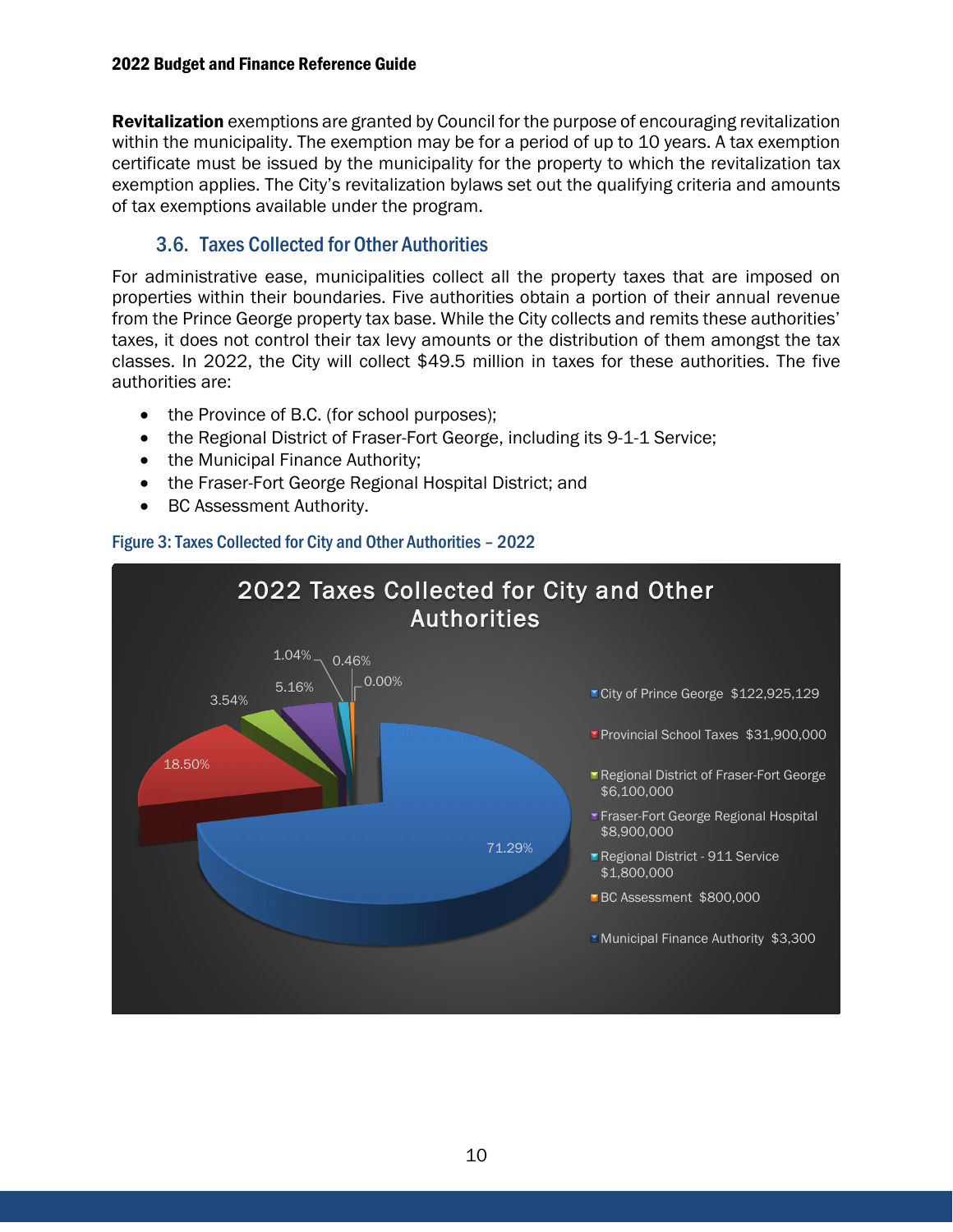**Revitalization** exemptions are granted by Council for the purpose of encouraging revitalization within the municipality. The exemption may be for a period of up to 10 years. A tax exemption certificate must be issued by the municipality for the property to which the revitalization tax exemption applies. The City's revitalization bylaws set out the qualifying criteria and amounts of tax exemptions available under the program.

### 3.6. Taxes Collected for Other Authorities

For administrative ease, municipalities collect all the property taxes that are imposed on properties within their boundaries. Five authorities obtain a portion of their annual revenue from the Prince George property tax base. While the City collects and remits these authorities' taxes, it does not control their tax levy amounts or the distribution of them amongst the tax classes. In 2022, the City will collect $49.5 million in taxes for these authorities. The five authorities are:

- the Province of B.C. (for school purposes);
- the Regional District of Fraser-Fort George, including its 9-1-1 Service;
- the Municipal Finance Authority;
- the Fraser-Fort George Regional Hospital District; and
- BC Assessment Authority.

Figure 3: Taxes Collected for City and Other Authorities – 2022

2022 Taxes Collected for City and Other Authorities

71.29%
18.50%
3.54%
5.16%
1.04%
0.46%
0.00%

City of Prince George $122,925,129
Provincial School Taxes $31,900,000
Regional District of Fraser-Fort George $6,100,000
Fraser-Fort George Regional Hospital $8,900,000
Regional District - 911 Service $1,800,000
BC Assessment $800,000
Municipal Finance Authority $3,300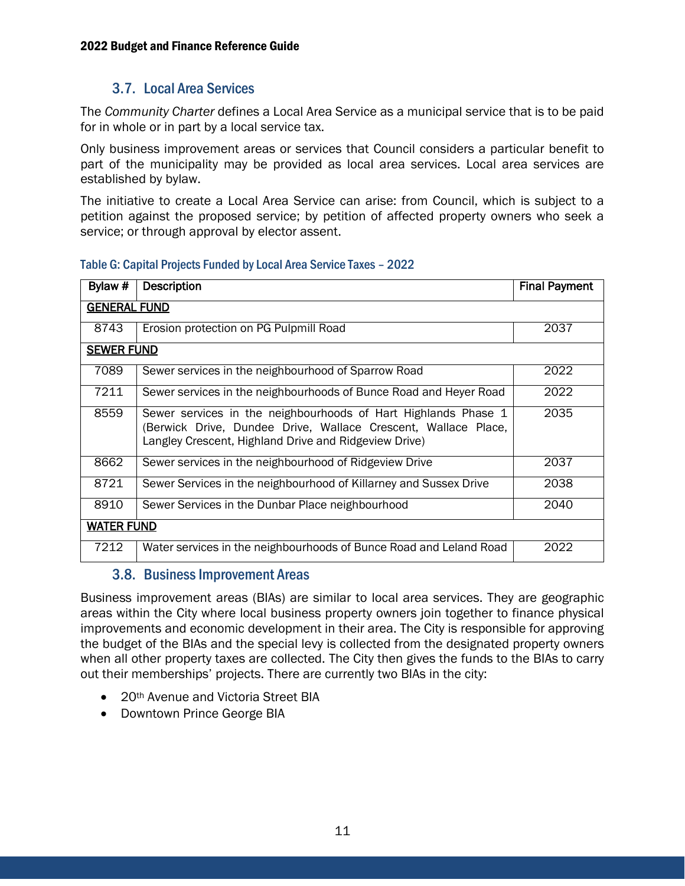## 3.7. Local Area Services

The *Community Charter* defines a Local Area Service as a municipal service that is to be paid for in whole or in part by a local service tax.

Only business improvement areas or services that Council considers a particular benefit to part of the municipality may be provided as local area services. Local area services are established by bylaw.

The initiative to create a Local Area Service can arise: from Council, which is subject to a petition against the proposed service; by petition of affected property owners who seek a service; or through approval by elector assent.

**Table G: Capital Projects Funded by Local Area Service Taxes – 2022**

| Bylaw # | Description | Final Payment |
|---|---|---|
| **GENERAL FUND** | | |
| 8743 | Erosion protection on PG Pulpmill Road | 2037 |
| **SEWER FUND** | | |
| 7089 | Sewer services in the neighbourhood of Sparrow Road | 2022 |
| 7211 | Sewer services in the neighbourhoods of Bunce Road and Heyer Road | 2022 |
| 8559 | Sewer services in the neighbourhoods of Hart Highlands Phase 1 (Berwick Drive, Dundee Drive, Wallace Crescent, Wallace Place, Langley Crescent, Highland Drive and Ridgeview Drive) | 2035 |
| 8662 | Sewer services in the neighbourhood of Ridgeview Drive | 2037 |
| 8721 | Sewer Services in the neighbourhood of Killarney and Sussex Drive | 2038 |
| 8910 | Sewer Services in the Dunbar Place neighbourhood | 2040 |
| **WATER FUND** | | |
| 7212 | Water services in the neighbourhoods of Bunce Road and Leland Road | 2022 |

## 3.8. Business Improvement Areas

Business improvement areas (BIAs) are similar to local area services. They are geographic areas within the City where local business property owners join together to finance physical improvements and economic development in their area. The City is responsible for approving the budget of the BIAs and the special levy is collected from the designated property owners when all other property taxes are collected. The City then gives the funds to the BIAs to carry out their memberships' projects. There are currently two BIAs in the city:

- 20th Avenue and Victoria Street BIA
- Downtown Prince George BIA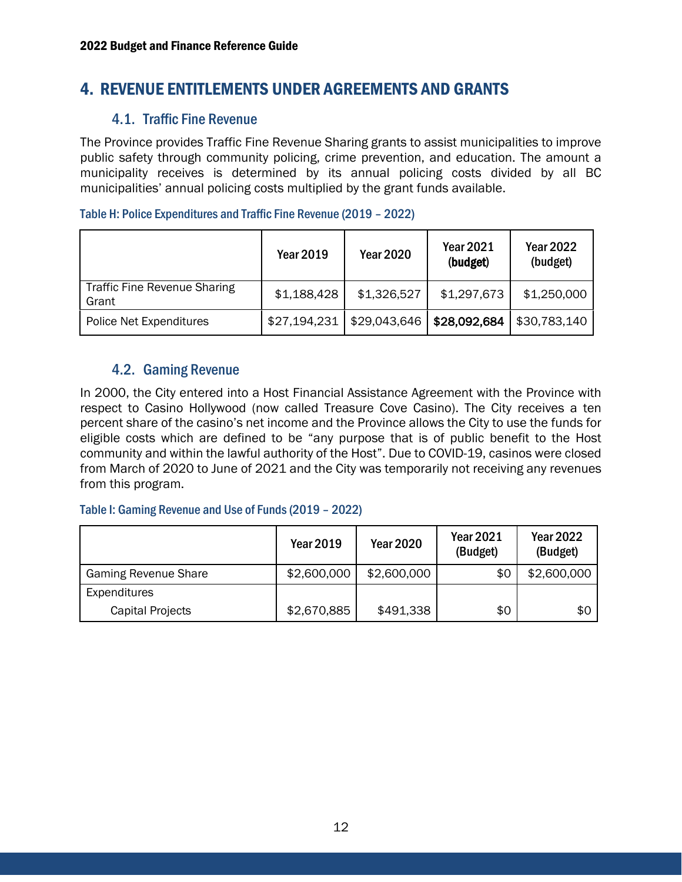## 4. REVENUE ENTITLEMENTS UNDER AGREEMENTS AND GRANTS

### 4.1. Traffic Fine Revenue

The Province provides Traffic Fine Revenue Sharing grants to assist municipalities to improve public safety through community policing, crime prevention, and education. The amount a municipality receives is determined by its annual policing costs divided by all BC municipalities' annual policing costs multiplied by the grant funds available.

Table H: Police Expenditures and Traffic Fine Revenue (2019 – 2022)

| | Year 2019 | Year 2020 | Year 2021 (budget) | Year 2022 (budget) |
|---|---|---|---|---|
| Traffic Fine Revenue Sharing Grant | $1,188,428 | $1,326,527 | $1,297,673 | $1,250,000 |
| Police Net Expenditures | $27,194,231 | $29,043,646 | **$28,092,684** | $30,783,140 |

### 4.2. Gaming Revenue

In 2000, the City entered into a Host Financial Assistance Agreement with the Province with respect to Casino Hollywood (now called Treasure Cove Casino). The City receives a ten percent share of the casino's net income and the Province allows the City to use the funds for eligible costs which are defined to be "any purpose that is of public benefit to the Host community and within the lawful authority of the Host". Due to COVID-19, casinos were closed from March of 2020 to June of 2021 and the City was temporarily not receiving any revenues from this program.

Table I: Gaming Revenue and Use of Funds (2019 – 2022)

| | Year 2019 | Year 2020 | Year 2021 (Budget) | Year 2022 (Budget) |
|---|---|---|---|---|
| Gaming Revenue Share | $2,600,000 | $2,600,000 | $0 | $2,600,000 |
| Expenditures | | | | |
| Capital Projects | $2,670,885 | $491,338 | $0 | $0 |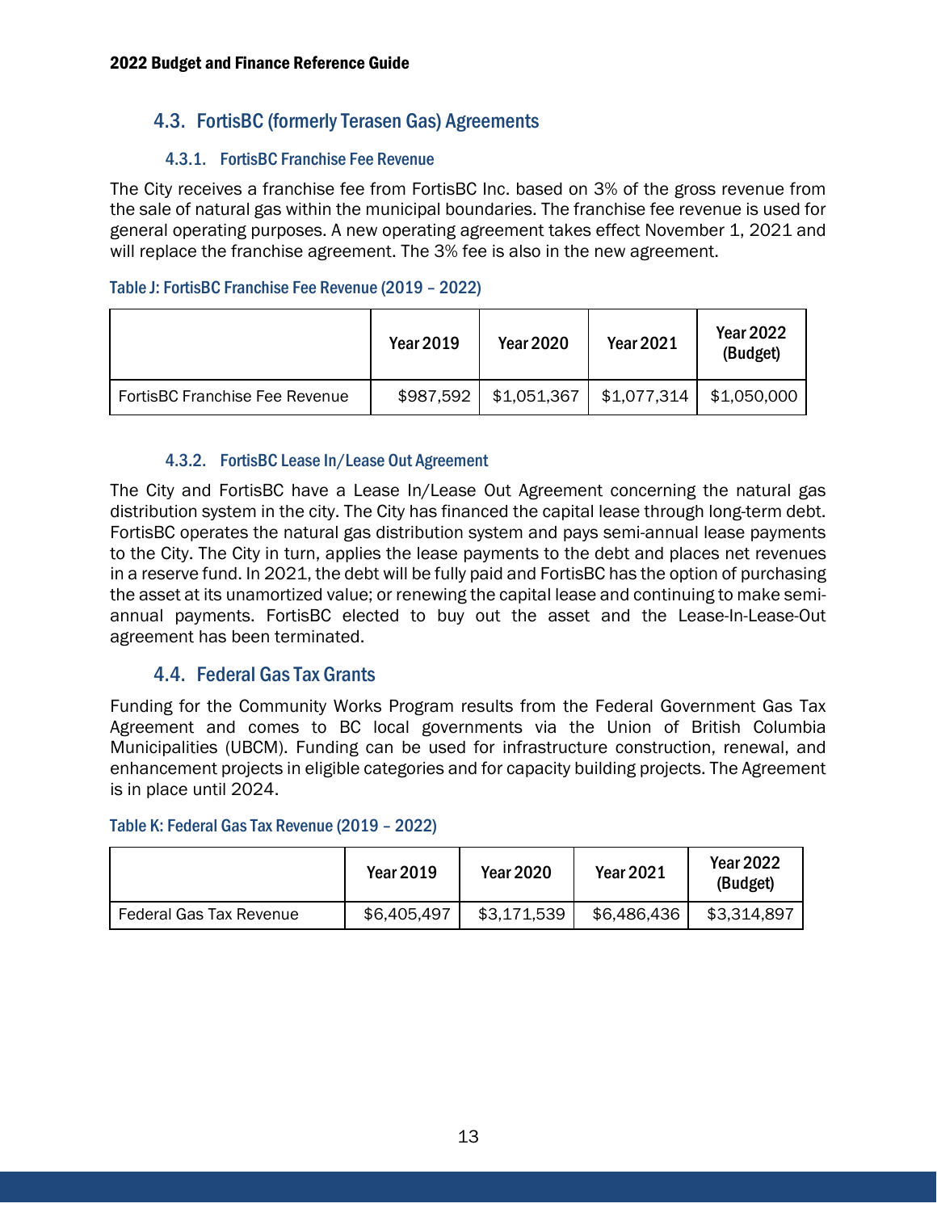## 4.3. FortisBC (formerly Terasen Gas) Agreements

### 4.3.1. FortisBC Franchise Fee Revenue

The City receives a franchise fee from FortisBC Inc. based on 3% of the gross revenue from the sale of natural gas within the municipal boundaries. The franchise fee revenue is used for general operating purposes. A new operating agreement takes effect November 1, 2021 and will replace the franchise agreement. The 3% fee is also in the new agreement.

Table J: FortisBC Franchise Fee Revenue (2019 – 2022)

| | Year 2019 | Year 2020 | Year 2021 | Year 2022 (Budget) |
|---|---|---|---|---|
| FortisBC Franchise Fee Revenue | $987,592 | $1,051,367 | $1,077,314 | $1,050,000 |

### 4.3.2. FortisBC Lease In/Lease Out Agreement

The City and FortisBC have a Lease In/Lease Out Agreement concerning the natural gas distribution system in the city. The City has financed the capital lease through long-term debt. FortisBC operates the natural gas distribution system and pays semi-annual lease payments to the City. The City in turn, applies the lease payments to the debt and places net revenues in a reserve fund. In 2021, the debt will be fully paid and FortisBC has the option of purchasing the asset at its unamortized value; or renewing the capital lease and continuing to make semi-annual payments. FortisBC elected to buy out the asset and the Lease-In-Lease-Out agreement has been terminated.

## 4.4. Federal Gas Tax Grants

Funding for the Community Works Program results from the Federal Government Gas Tax Agreement and comes to BC local governments via the Union of British Columbia Municipalities (UBCM). Funding can be used for infrastructure construction, renewal, and enhancement projects in eligible categories and for capacity building projects. The Agreement is in place until 2024.

Table K: Federal Gas Tax Revenue (2019 – 2022)

| | Year 2019 | Year 2020 | Year 2021 | Year 2022 (Budget) |
|---|---|---|---|---|
| Federal Gas Tax Revenue | $6,405,497 | $3,171,539 | $6,486,436 | $3,314,897 |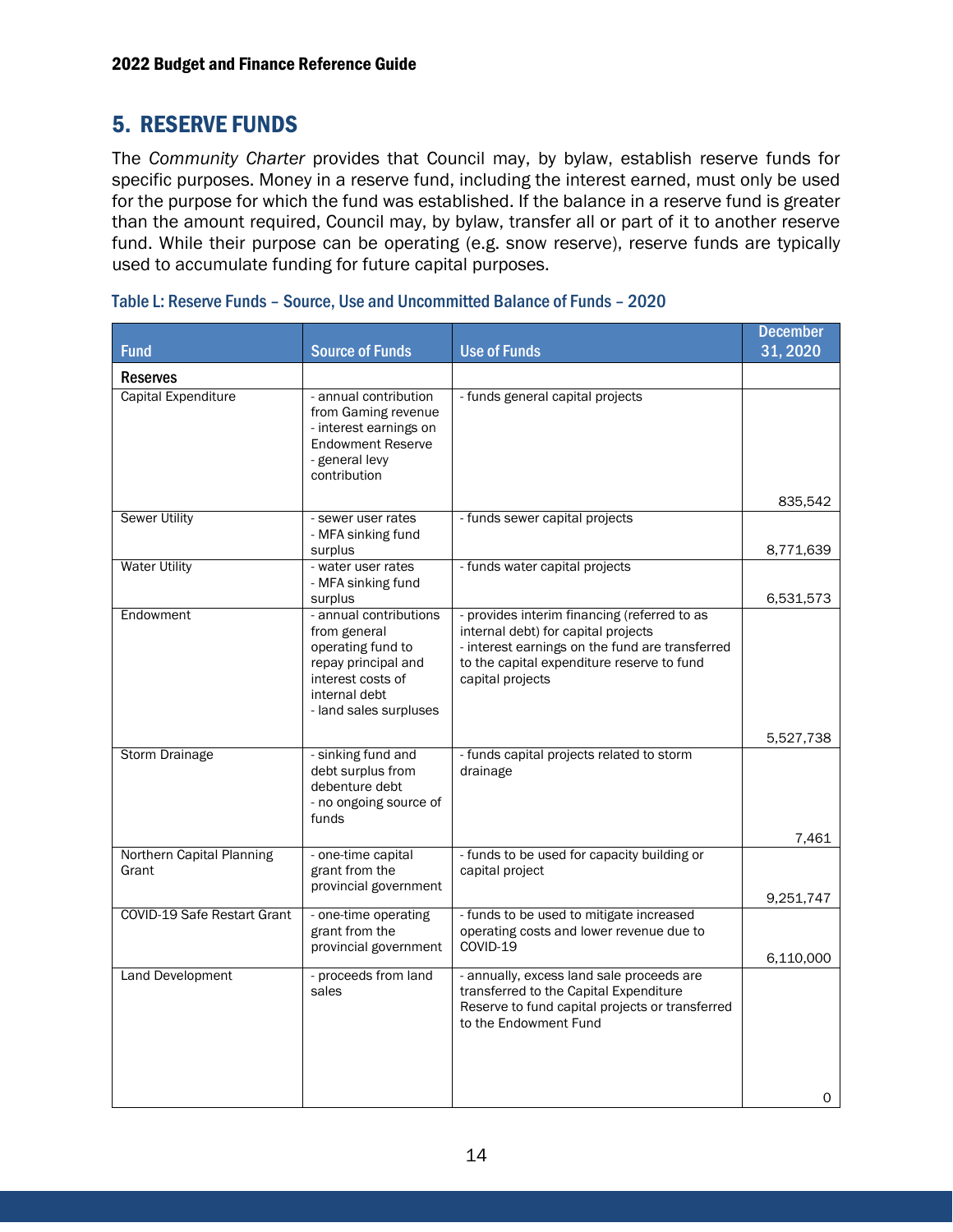## 5. RESERVE FUNDS

The *Community Charter* provides that Council may, by bylaw, establish reserve funds for specific purposes. Money in a reserve fund, including the interest earned, must only be used for the purpose for which the fund was established. If the balance in a reserve fund is greater than the amount required, Council may, by bylaw, transfer all or part of it to another reserve fund. While their purpose can be operating (e.g. snow reserve), reserve funds are typically used to accumulate funding for future capital purposes.

### Table L: Reserve Funds – Source, Use and Uncommitted Balance of Funds – 2020

| Fund | Source of Funds | Use of Funds | December 31, 2020 |
|---|---|---|---|
| **Reserves** | | | |
| Capital Expenditure | - annual contribution from Gaming revenue<br>- interest earnings on Endowment Reserve<br>- general levy contribution | - funds general capital projects | 835,542 |
| Sewer Utility | - sewer user rates<br>- MFA sinking fund surplus | - funds sewer capital projects | 8,771,639 |
| Water Utility | - water user rates<br>- MFA sinking fund surplus | - funds water capital projects | 6,531,573 |
| Endowment | - annual contributions from general operating fund to repay principal and interest costs of internal debt<br>- land sales surpluses | - provides interim financing (referred to as internal debt) for capital projects<br>- interest earnings on the fund are transferred to the capital expenditure reserve to fund capital projects | 5,527,738 |
| Storm Drainage | - sinking fund and debt surplus from debenture debt<br>- no ongoing source of funds | - funds capital projects related to storm drainage | 7,461 |
| Northern Capital Planning Grant | - one-time capital grant from the provincial government | - funds to be used for capacity building or capital project | 9,251,747 |
| COVID-19 Safe Restart Grant | - one-time operating grant from the provincial government | - funds to be used to mitigate increased operating costs and lower revenue due to COVID-19 | 6,110,000 |
| Land Development | - proceeds from land sales | - annually, excess land sale proceeds are transferred to the Capital Expenditure Reserve to fund capital projects or transferred to the Endowment Fund | 0 |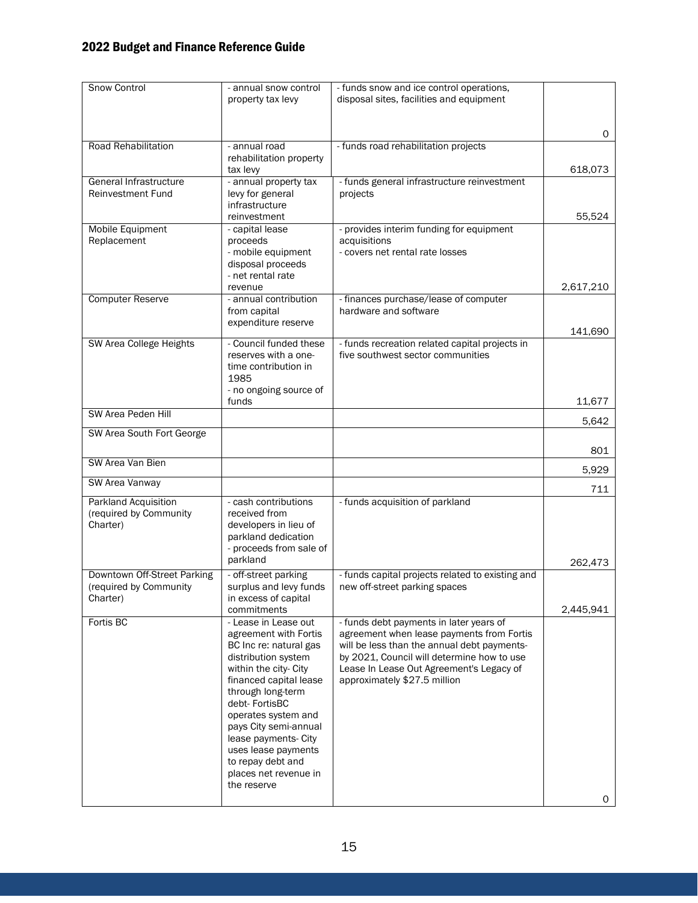| | | | |
|---|---|---|---|
| Snow Control | - annual snow control property tax levy | - funds snow and ice control operations, disposal sites, facilities and equipment | 0 |
| Road Rehabilitation | - annual road rehabilitation property tax levy | - funds road rehabilitation projects | 618,073 |
| General Infrastructure Reinvestment Fund | - annual property tax levy for general infrastructure reinvestment | - funds general infrastructure reinvestment projects | 55,524 |
| Mobile Equipment Replacement | - capital lease proceeds<br>- mobile equipment disposal proceeds<br>- net rental rate revenue | - provides interim funding for equipment acquisitions<br>- covers net rental rate losses | 2,617,210 |
| Computer Reserve | - annual contribution from capital expenditure reserve | - finances purchase/lease of computer hardware and software | 141,690 |
| SW Area College Heights | - Council funded these reserves with a one-time contribution in 1985<br>- no ongoing source of funds | - funds recreation related capital projects in five southwest sector communities | 11,677 |
| SW Area Peden Hill | | | 5,642 |
| SW Area South Fort George | | | 801 |
| SW Area Van Bien | | | 5,929 |
| SW Area Vanway | | | 711 |
| Parkland Acquisition (required by Community Charter) | - cash contributions received from developers in lieu of parkland dedication<br>- proceeds from sale of parkland | - funds acquisition of parkland | 262,473 |
| Downtown Off-Street Parking (required by Community Charter) | - off-street parking surplus and levy funds in excess of capital commitments | - funds capital projects related to existing and new off-street parking spaces | 2,445,941 |
| Fortis BC | - Lease in Lease out agreement with Fortis BC Inc re: natural gas distribution system within the city- City financed capital lease through long-term debt- FortisBC operates system and pays City semi-annual lease payments- City uses lease payments to repay debt and places net revenue in the reserve | - funds debt payments in later years of agreement when lease payments from Fortis will be less than the annual debt payments- by 2021, Council will determine how to use Lease In Lease Out Agreement's Legacy of approximately $27.5 million | 0 |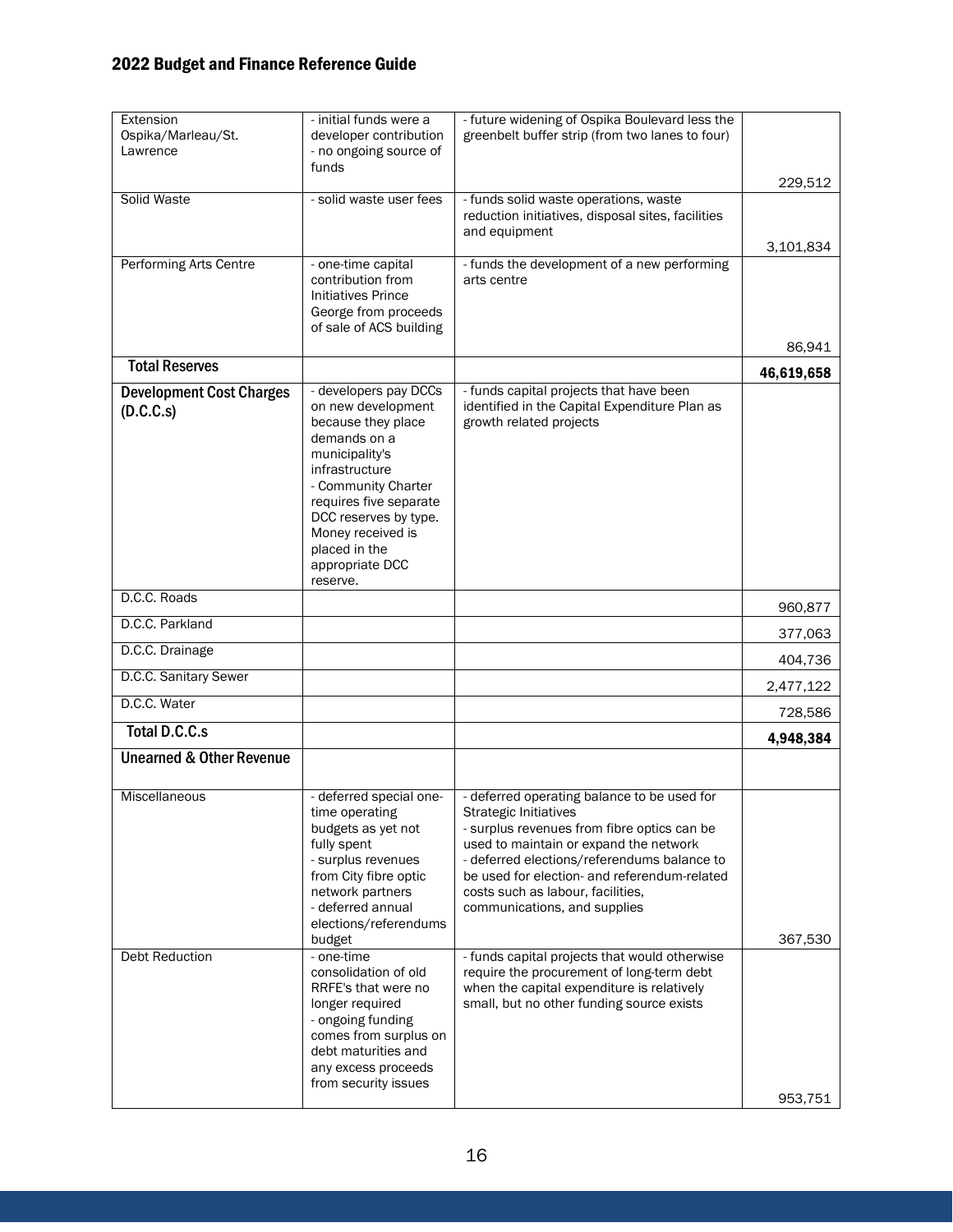| | | | |
|---|---|---|---|
| Extension Ospika/Marleau/St. Lawrence | - initial funds were a developer contribution<br>- no ongoing source of funds | - future widening of Ospika Boulevard less the greenbelt buffer strip (from two lanes to four) | 229,512 |
| Solid Waste | - solid waste user fees | - funds solid waste operations, waste reduction initiatives, disposal sites, facilities and equipment | 3,101,834 |
| Performing Arts Centre | - one-time capital contribution from Initiatives Prince George from proceeds of sale of ACS building | - funds the development of a new performing arts centre | 86,941 |
| **Total Reserves** | | | **46,619,658** |
| **Development Cost Charges (D.C.C.s)** | - developers pay DCCs on new development because they place demands on a municipality's infrastructure<br>- Community Charter requires five separate DCC reserves by type. Money received is placed in the appropriate DCC reserve. | - funds capital projects that have been identified in the Capital Expenditure Plan as growth related projects | |
| D.C.C. Roads | | | 960,877 |
| D.C.C. Parkland | | | 377,063 |
| D.C.C. Drainage | | | 404,736 |
| D.C.C. Sanitary Sewer | | | 2,477,122 |
| D.C.C. Water | | | 728,586 |
| **Total D.C.C.s** | | | **4,948,384** |
| **Unearned & Other Revenue** | | | |
| Miscellaneous | - deferred special one-time operating budgets as yet not fully spent<br>- surplus revenues from City fibre optic network partners<br>- deferred annual elections/referendums budget | - deferred operating balance to be used for Strategic Initiatives<br>- surplus revenues from fibre optics can be used to maintain or expand the network<br>- deferred elections/referendums balance to be used for election- and referendum-related costs such as labour, facilities, communications, and supplies | 367,530 |
| Debt Reduction | - one-time consolidation of old RRFE's that were no longer required<br>- ongoing funding comes from surplus on debt maturities and any excess proceeds from security issues | - funds capital projects that would otherwise require the procurement of long-term debt when the capital expenditure is relatively small, but no other funding source exists | 953,751 |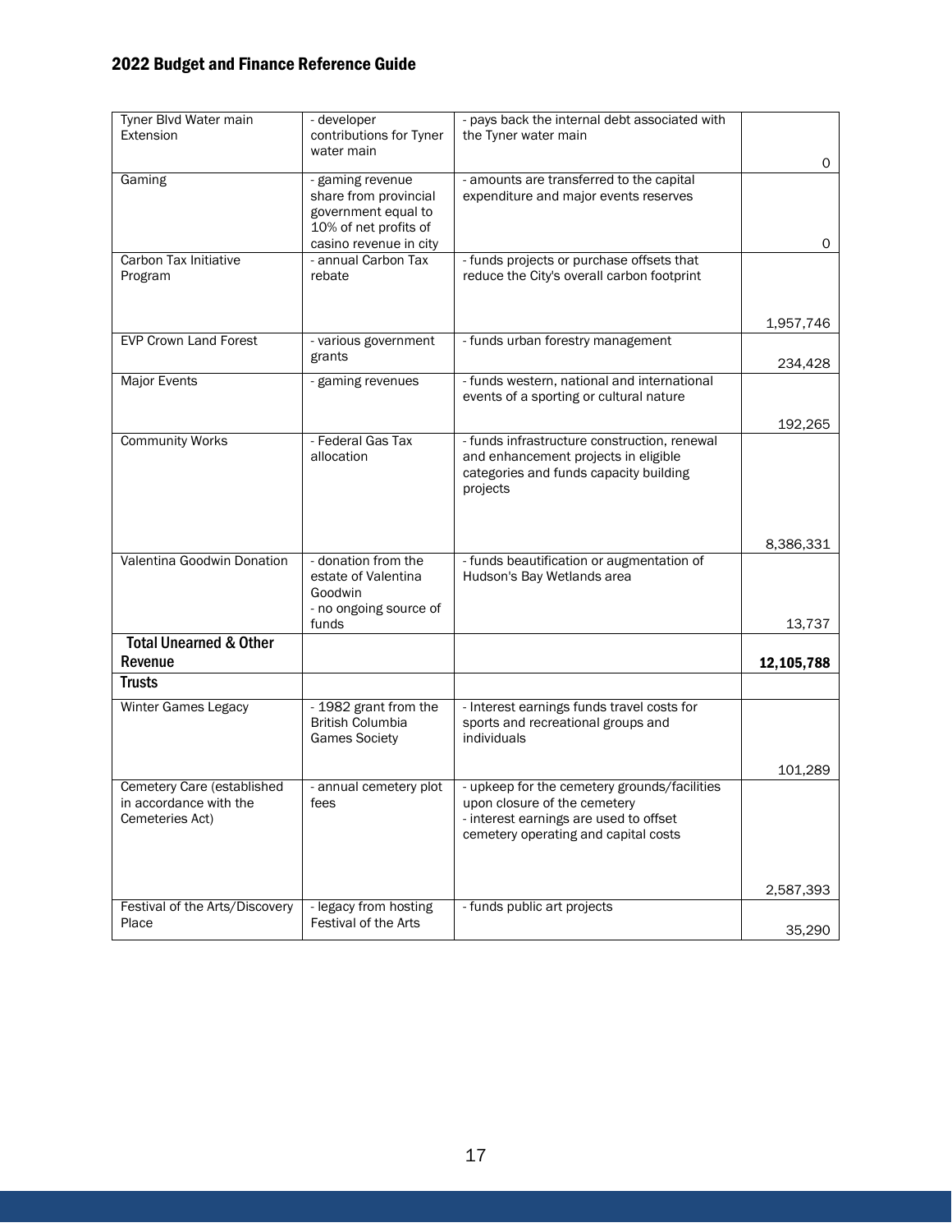| | | | |
|---|---|---|---|
| Tyner Blvd Water main Extension | - developer contributions for Tyner water main | - pays back the internal debt associated with the Tyner water main | 0 |
| Gaming | - gaming revenue share from provincial government equal to 10% of net profits of casino revenue in city | - amounts are transferred to the capital expenditure and major events reserves | 0 |
| Carbon Tax Initiative Program | - annual Carbon Tax rebate | - funds projects or purchase offsets that reduce the City's overall carbon footprint | 1,957,746 |
| EVP Crown Land Forest | - various government grants | - funds urban forestry management | 234,428 |
| Major Events | - gaming revenues | - funds western, national and international events of a sporting or cultural nature | 192,265 |
| Community Works | - Federal Gas Tax allocation | - funds infrastructure construction, renewal and enhancement projects in eligible categories and funds capacity building projects | 8,386,331 |
| Valentina Goodwin Donation | - donation from the estate of Valentina Goodwin<br>- no ongoing source of funds | - funds beautification or augmentation of Hudson's Bay Wetlands area | 13,737 |
| **Total Unearned & Other Revenue** | | | **12,105,788** |
| **Trusts** | | | |
| Winter Games Legacy | - 1982 grant from the British Columbia Games Society | - Interest earnings funds travel costs for sports and recreational groups and individuals | 101,289 |
| Cemetery Care (established in accordance with the Cemeteries Act) | - annual cemetery plot fees | - upkeep for the cemetery grounds/facilities upon closure of the cemetery<br>- interest earnings are used to offset cemetery operating and capital costs | 2,587,393 |
| Festival of the Arts/Discovery Place | - legacy from hosting Festival of the Arts | - funds public art projects | 35,290 |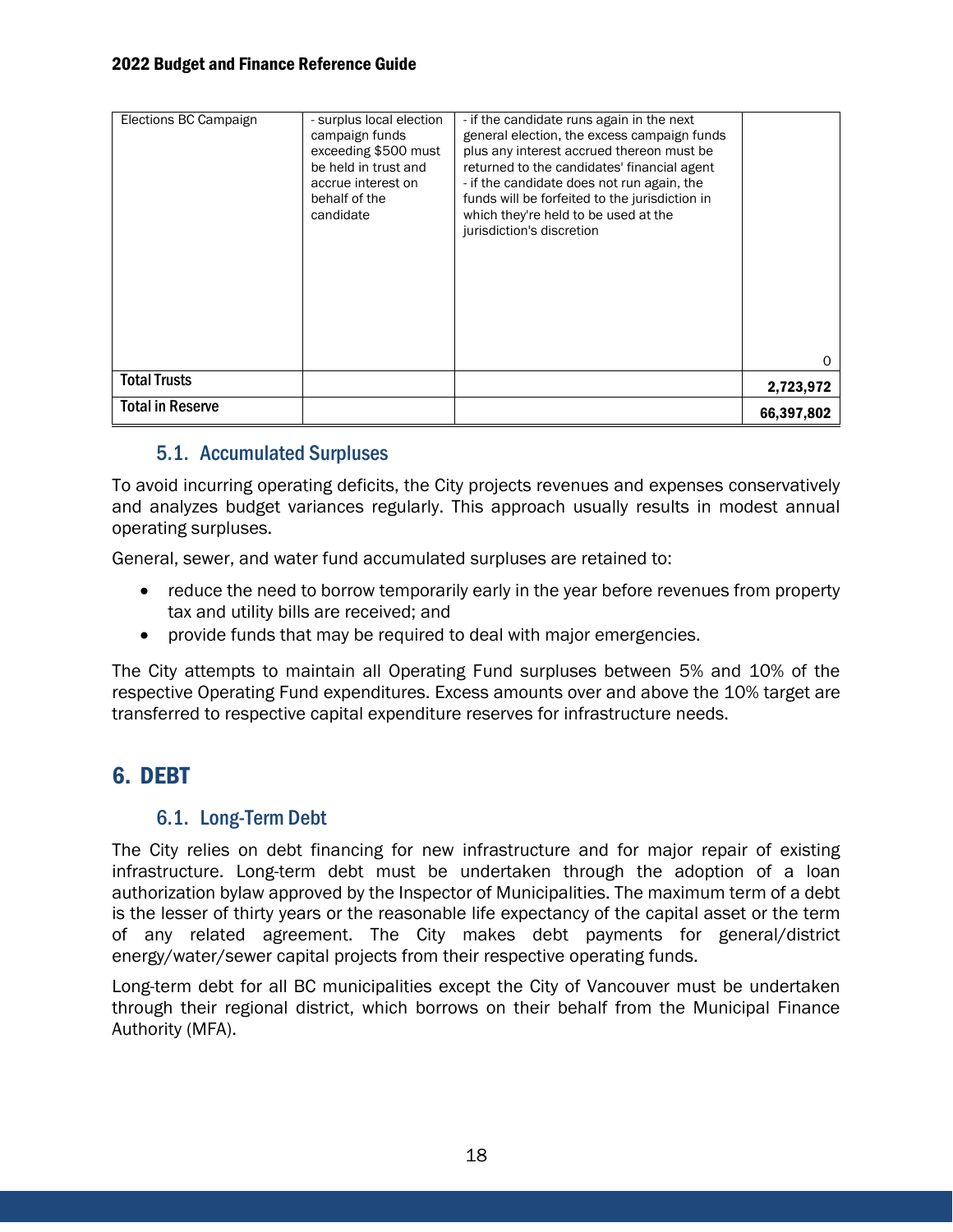| | | | |
|---|---|---|---|
| Elections BC Campaign | - surplus local election campaign funds exceeding $500 must be held in trust and accrue interest on behalf of the candidate | - if the candidate runs again in the next general election, the excess campaign funds plus any interest accrued thereon must be returned to the candidates' financial agent<br>- if the candidate does not run again, the funds will be forfeited to the jurisdiction in which they're held to be used at the jurisdiction's discretion | 0 |
| **Total Trusts** | | | **2,723,972** |
| **Total in Reserve** | | | **66,397,802** |

### 5.1. Accumulated Surpluses

To avoid incurring operating deficits, the City projects revenues and expenses conservatively and analyzes budget variances regularly. This approach usually results in modest annual operating surpluses.

General, sewer, and water fund accumulated surpluses are retained to:

- reduce the need to borrow temporarily early in the year before revenues from property tax and utility bills are received; and
- provide funds that may be required to deal with major emergencies.

The City attempts to maintain all Operating Fund surpluses between 5% and 10% of the respective Operating Fund expenditures. Excess amounts over and above the 10% target are transferred to respective capital expenditure reserves for infrastructure needs.

## 6. DEBT

### 6.1. Long-Term Debt

The City relies on debt financing for new infrastructure and for major repair of existing infrastructure. Long-term debt must be undertaken through the adoption of a loan authorization bylaw approved by the Inspector of Municipalities. The maximum term of a debt is the lesser of thirty years or the reasonable life expectancy of the capital asset or the term of any related agreement. The City makes debt payments for general/district energy/water/sewer capital projects from their respective operating funds.

Long-term debt for all BC municipalities except the City of Vancouver must be undertaken through their regional district, which borrows on their behalf from the Municipal Finance Authority (MFA).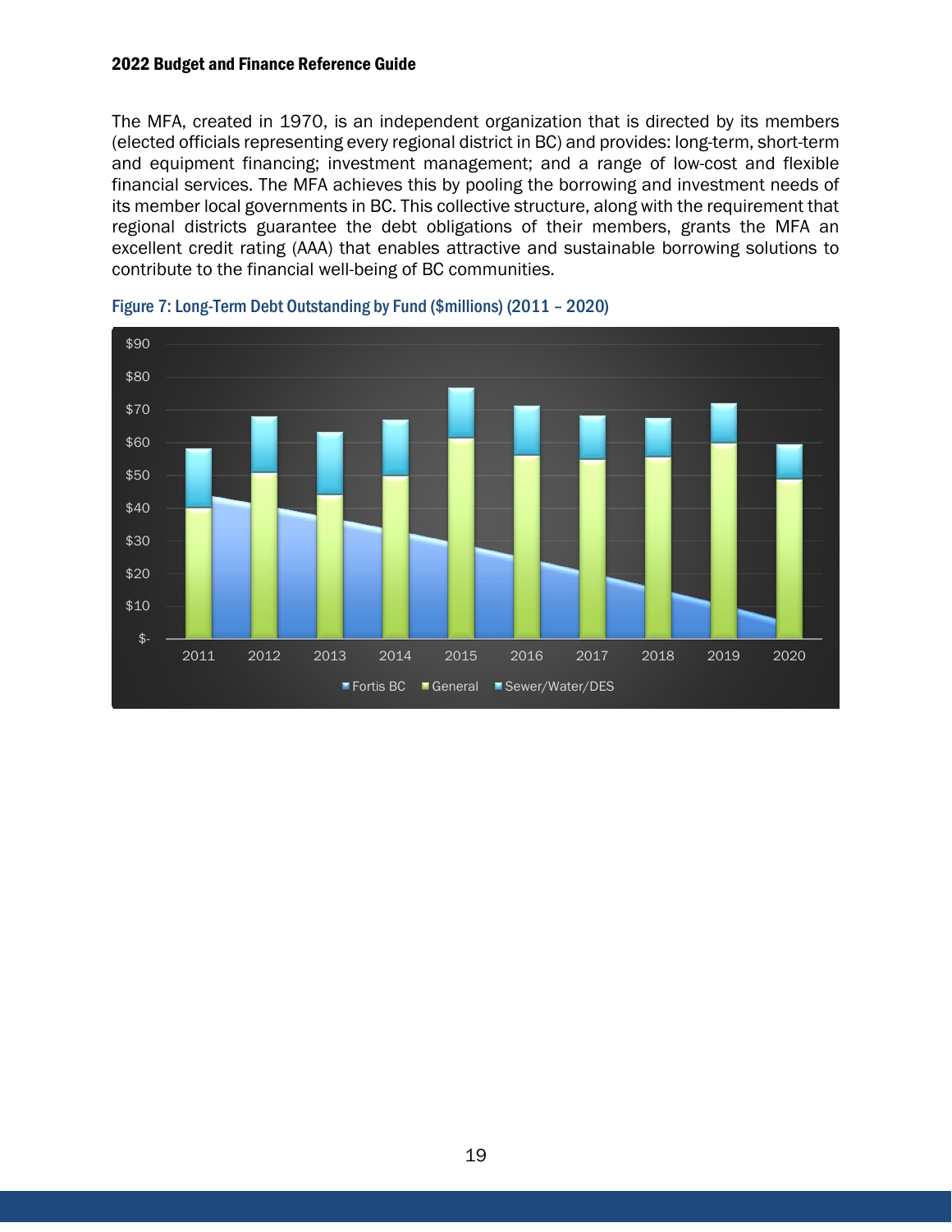The MFA, created in 1970, is an independent organization that is directed by its members (elected officials representing every regional district in BC) and provides: long-term, short-term and equipment financing; investment management; and a range of low-cost and flexible financial services. The MFA achieves this by pooling the borrowing and investment needs of its member local governments in BC. This collective structure, along with the requirement that regional districts guarantee the debt obligations of their members, grants the MFA an excellent credit rating (AAA) that enables attractive and sustainable borrowing solutions to contribute to the financial well-being of BC communities.

Figure 7: Long-Term Debt Outstanding by Fund ($millions) (2011 – 2020)

$90
$80
$70
$60
$50
$40
$30
$20
$10
$-

2011 2012 2013 2014 2015 2016 2017 2018 2019 2020

Fortis BC General Sewer/Water/DES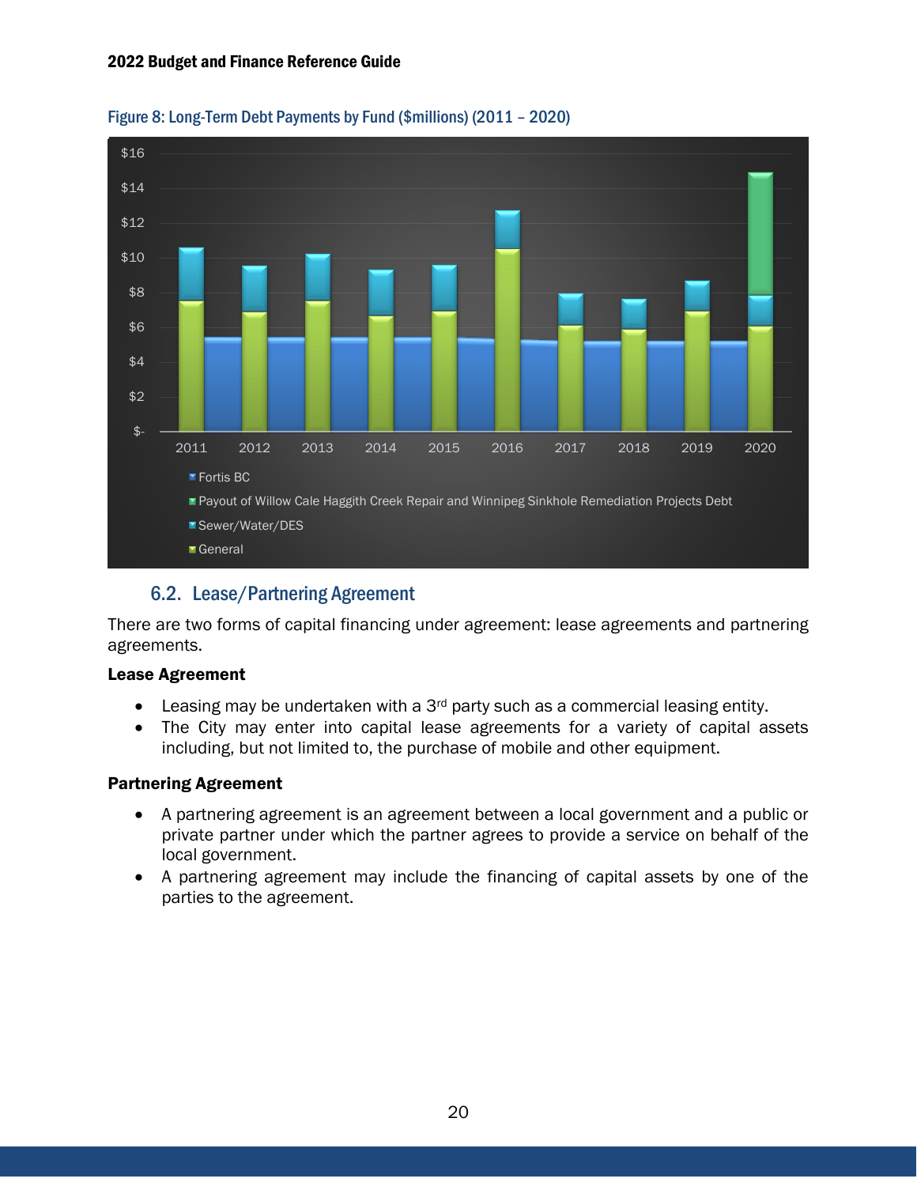Figure 8: Long-Term Debt Payments by Fund ($millions) (2011 – 2020)

$16
$14
$12
$10
$8
$6
$4
$2
$-

2011 2012 2013 2014 2015 2016 2017 2018 2019 2020

Fortis BC
Payout of Willow Cale Haggith Creek Repair and Winnipeg Sinkhole Remediation Projects Debt
Sewer/Water/DES
General

## 6.2. Lease/Partnering Agreement

There are two forms of capital financing under agreement: lease agreements and partnering agreements.

**Lease Agreement**

- Leasing may be undertaken with a 3rd party such as a commercial leasing entity.
- The City may enter into capital lease agreements for a variety of capital assets including, but not limited to, the purchase of mobile and other equipment.

**Partnering Agreement**

- A partnering agreement is an agreement between a local government and a public or private partner under which the partner agrees to provide a service on behalf of the local government.
- A partnering agreement may include the financing of capital assets by one of the parties to the agreement.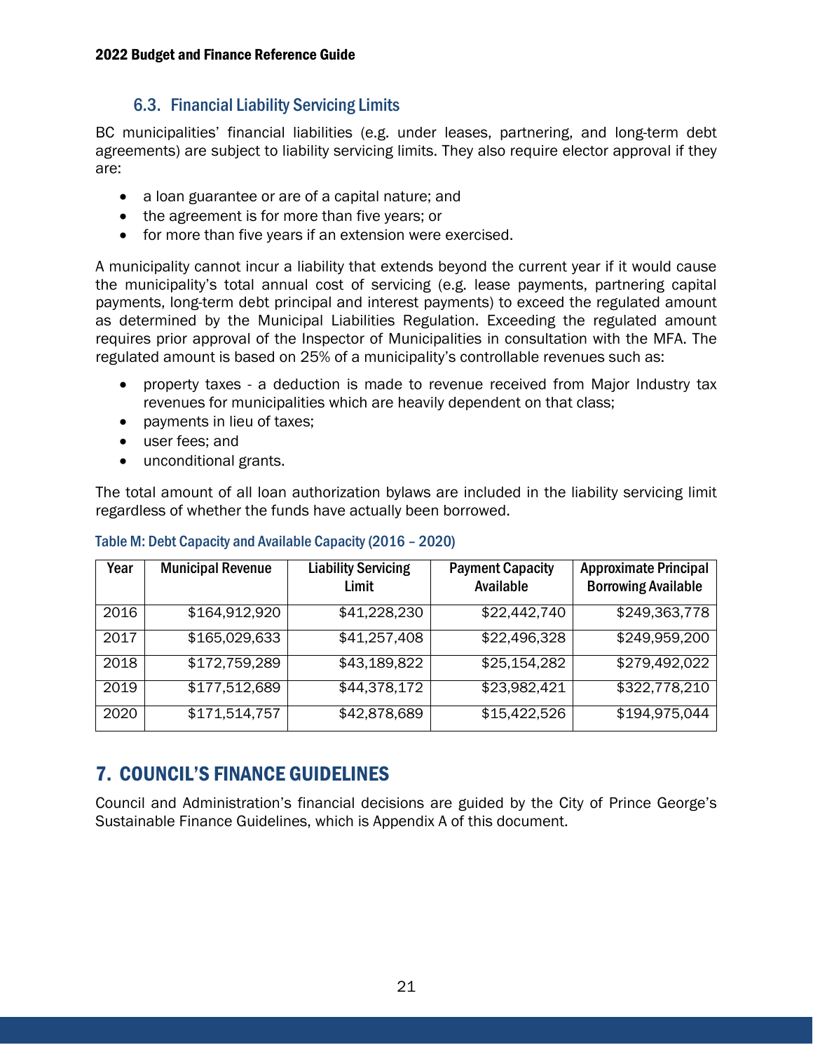### 6.3. Financial Liability Servicing Limits

BC municipalities' financial liabilities (e.g. under leases, partnering, and long-term debt agreements) are subject to liability servicing limits. They also require elector approval if they are:

- a loan guarantee or are of a capital nature; and
- the agreement is for more than five years; or
- for more than five years if an extension were exercised.

A municipality cannot incur a liability that extends beyond the current year if it would cause the municipality's total annual cost of servicing (e.g. lease payments, partnering capital payments, long-term debt principal and interest payments) to exceed the regulated amount as determined by the Municipal Liabilities Regulation. Exceeding the regulated amount requires prior approval of the Inspector of Municipalities in consultation with the MFA. The regulated amount is based on 25% of a municipality's controllable revenues such as:

- property taxes - a deduction is made to revenue received from Major Industry tax revenues for municipalities which are heavily dependent on that class;
- payments in lieu of taxes;
- user fees; and
- unconditional grants.

The total amount of all loan authorization bylaws are included in the liability servicing limit regardless of whether the funds have actually been borrowed.

Table M: Debt Capacity and Available Capacity (2016 – 2020)

| Year | Municipal Revenue | Liability Servicing Limit | Payment Capacity Available | Approximate Principal Borrowing Available |
|---|---|---|---|---|
| 2016 | $164,912,920 | $41,228,230 | $22,442,740 | $249,363,778 |
| 2017 | $165,029,633 | $41,257,408 | $22,496,328 | $249,959,200 |
| 2018 | $172,759,289 | $43,189,822 | $25,154,282 | $279,492,022 |
| 2019 | $177,512,689 | $44,378,172 | $23,982,421 | $322,778,210 |
| 2020 | $171,514,757 | $42,878,689 | $15,422,526 | $194,975,044 |

## 7. COUNCIL'S FINANCE GUIDELINES

Council and Administration's financial decisions are guided by the City of Prince George's Sustainable Finance Guidelines, which is Appendix A of this document.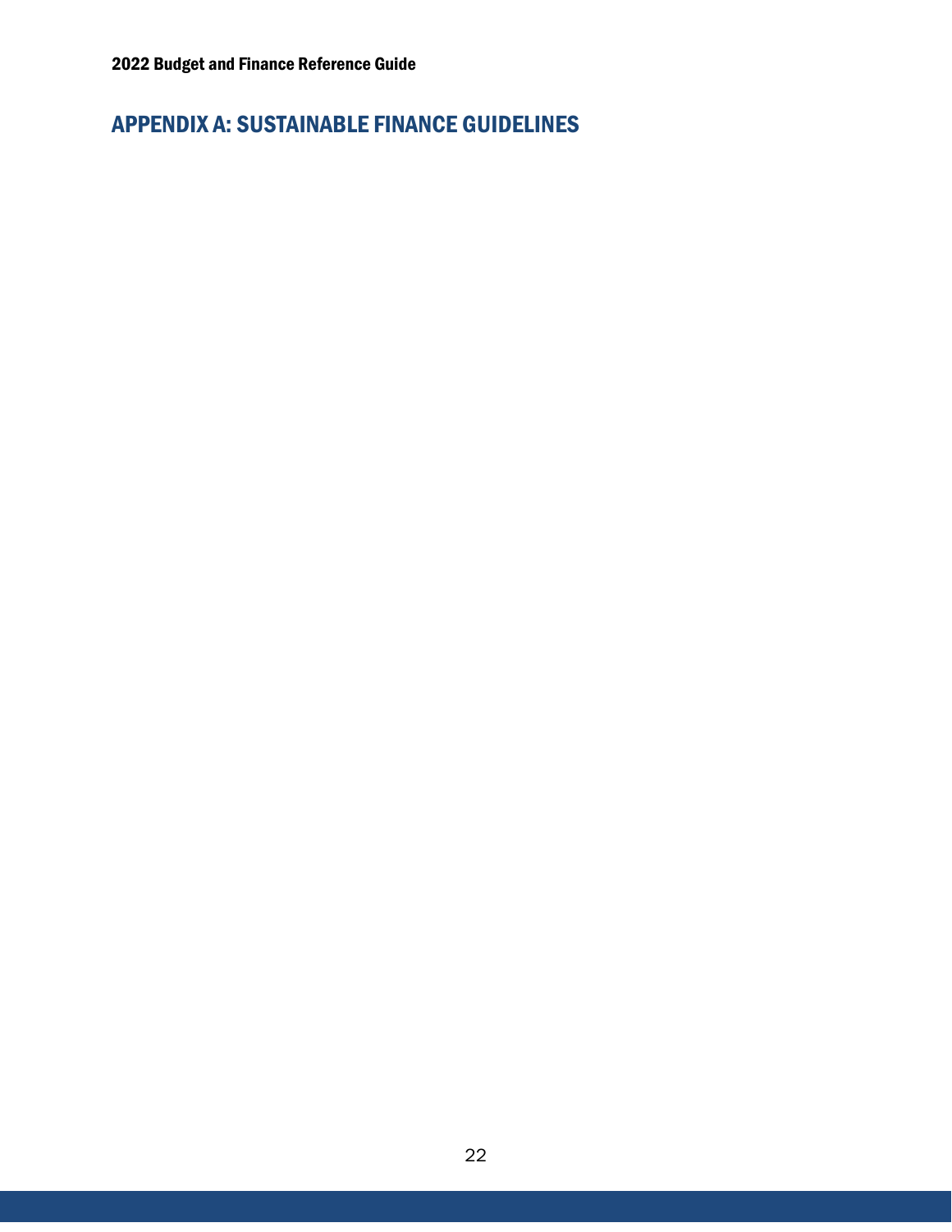# APPENDIX A: SUSTAINABLE FINANCE GUIDELINES